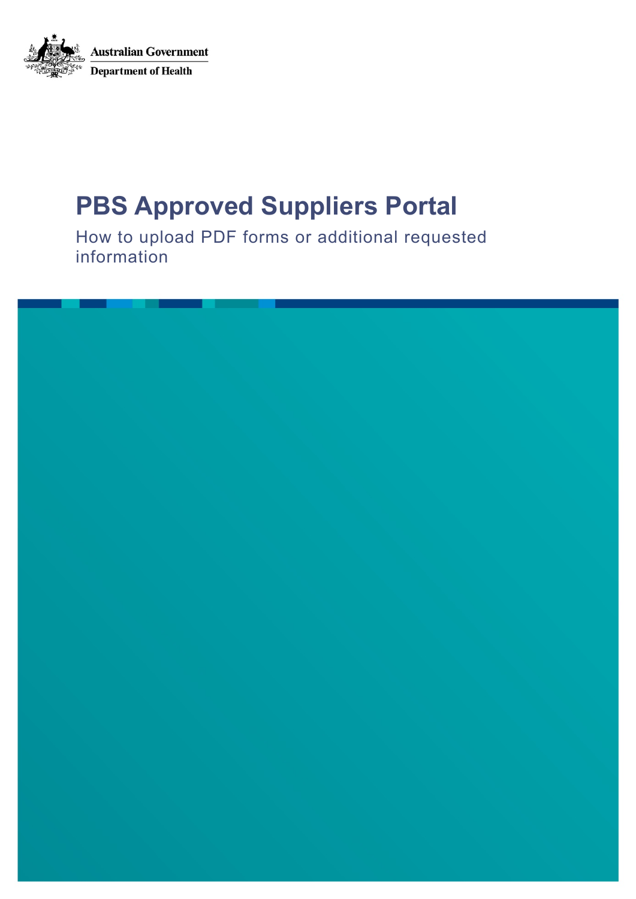Australian Government

Department of Health

# PBS Approved Suppliers Portal

How to upload PDF forms or additional requested information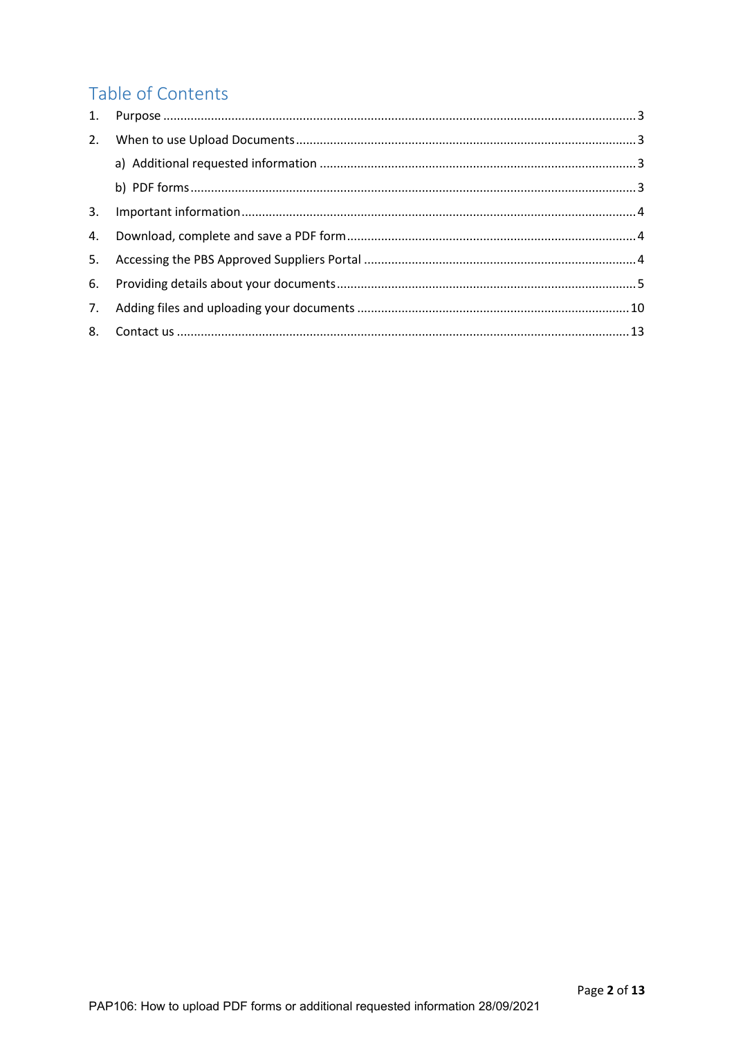## Table of Contents

1. Purpose ..... 3
2. When to use Upload Documents ..... 3
   a) Additional requested information ..... 3
   b) PDF forms ..... 3
3. Important information ..... 4
4. Download, complete and save a PDF form ..... 4
5. Accessing the PBS Approved Suppliers Portal ..... 4
6. Providing details about your documents ..... 5
7. Adding files and uploading your documents ..... 10
8. Contact us ..... 13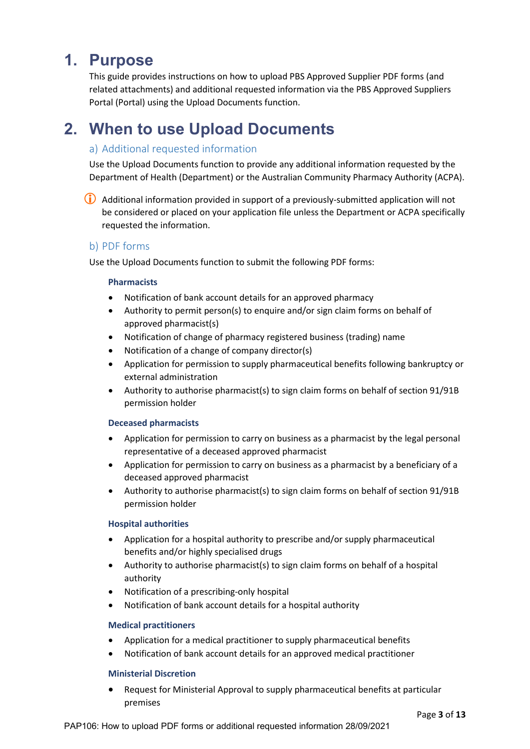# 1. Purpose

This guide provides instructions on how to upload PBS Approved Supplier PDF forms (and related attachments) and additional requested information via the PBS Approved Suppliers Portal (Portal) using the Upload Documents function.

# 2. When to use Upload Documents

## a) Additional requested information

Use the Upload Documents function to provide any additional information requested by the Department of Health (Department) or the Australian Community Pharmacy Authority (ACPA).

ⓘ Additional information provided in support of a previously-submitted application will not be considered or placed on your application file unless the Department or ACPA specifically requested the information.

## b) PDF forms

Use the Upload Documents function to submit the following PDF forms:

### Pharmacists

- Notification of bank account details for an approved pharmacy
- Authority to permit person(s) to enquire and/or sign claim forms on behalf of approved pharmacist(s)
- Notification of change of pharmacy registered business (trading) name
- Notification of a change of company director(s)
- Application for permission to supply pharmaceutical benefits following bankruptcy or external administration
- Authority to authorise pharmacist(s) to sign claim forms on behalf of section 91/91B permission holder

### Deceased pharmacists

- Application for permission to carry on business as a pharmacist by the legal personal representative of a deceased approved pharmacist
- Application for permission to carry on business as a pharmacist by a beneficiary of a deceased approved pharmacist
- Authority to authorise pharmacist(s) to sign claim forms on behalf of section 91/91B permission holder

### Hospital authorities

- Application for a hospital authority to prescribe and/or supply pharmaceutical benefits and/or highly specialised drugs
- Authority to authorise pharmacist(s) to sign claim forms on behalf of a hospital authority
- Notification of a prescribing-only hospital
- Notification of bank account details for a hospital authority

### Medical practitioners

- Application for a medical practitioner to supply pharmaceutical benefits
- Notification of bank account details for an approved medical practitioner

### Ministerial Discretion

- Request for Ministerial Approval to supply pharmaceutical benefits at particular premises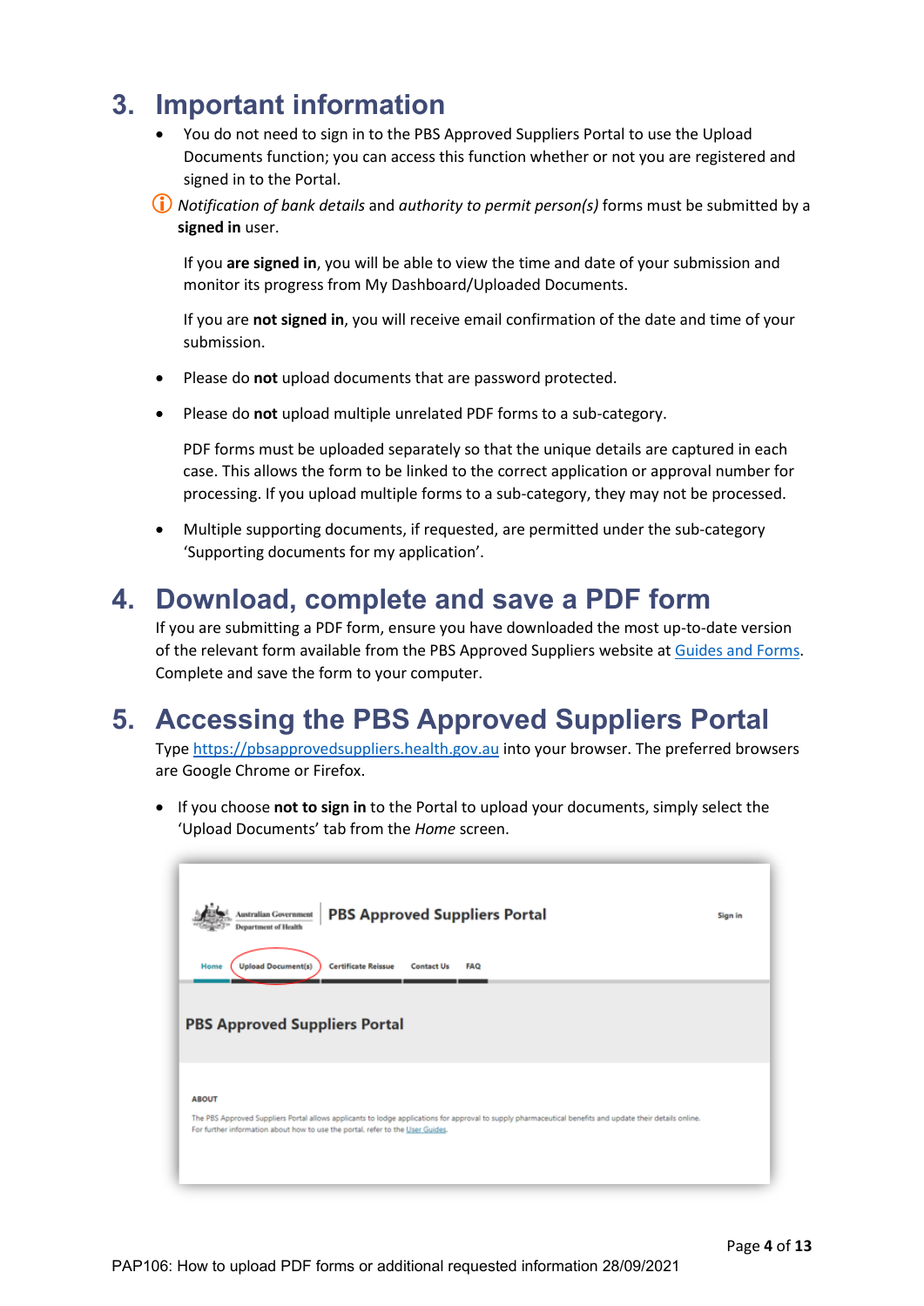# 3. Important information

- You do not need to sign in to the PBS Approved Suppliers Portal to use the Upload Documents function; you can access this function whether or not you are registered and signed in to the Portal.

ⓘ *Notification of bank details* and *authority to permit person(s)* forms must be submitted by a **signed in** user.

  If you **are signed in**, you will be able to view the time and date of your submission and monitor its progress from My Dashboard/Uploaded Documents.

  If you are **not signed in**, you will receive email confirmation of the date and time of your submission.

- Please do **not** upload documents that are password protected.
- Please do **not** upload multiple unrelated PDF forms to a sub-category.

  PDF forms must be uploaded separately so that the unique details are captured in each case. This allows the form to be linked to the correct application or approval number for processing. If you upload multiple forms to a sub-category, they may not be processed.

- Multiple supporting documents, if requested, are permitted under the sub-category 'Supporting documents for my application'.

# 4. Download, complete and save a PDF form

If you are submitting a PDF form, ensure you have downloaded the most up-to-date version of the relevant form available from the PBS Approved Suppliers website at Guides and Forms. Complete and save the form to your computer.

# 5. Accessing the PBS Approved Suppliers Portal

Type https://pbsapprovedsuppliers.health.gov.au into your browser. The preferred browsers are Google Chrome or Firefox.

- If you choose **not to sign in** to the Portal to upload your documents, simply select the 'Upload Documents' tab from the *Home* screen.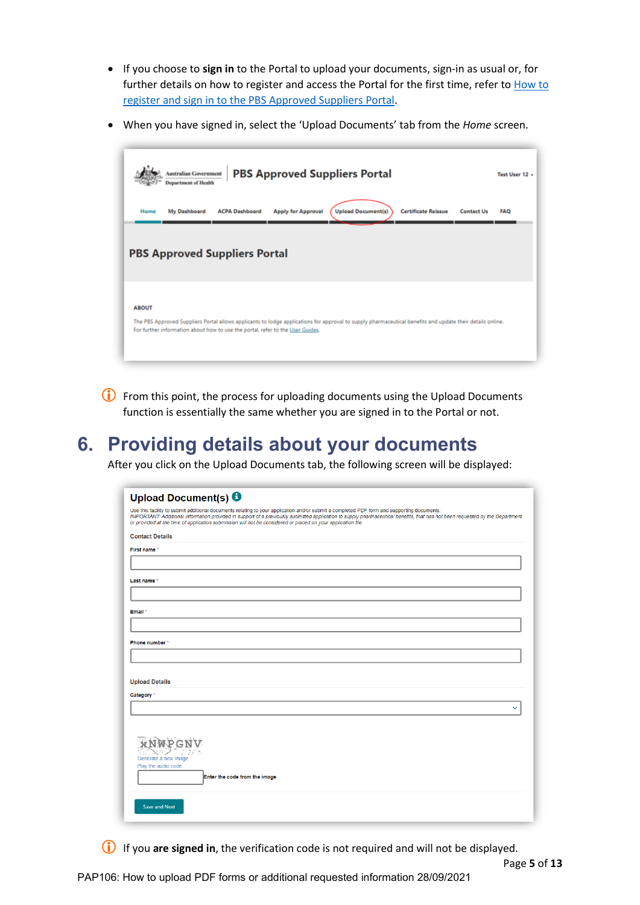- If you choose to **sign in** to the Portal to upload your documents, sign-in as usual or, for further details on how to register and access the Portal for the first time, refer to How to register and sign in to the PBS Approved Suppliers Portal.
- When you have signed in, select the 'Upload Documents' tab from the *Home* screen.

ⓘ From this point, the process for uploading documents using the Upload Documents function is essentially the same whether you are signed in to the Portal or not.

# 6. Providing details about your documents

After you click on the Upload Documents tab, the following screen will be displayed:

ⓘ If you **are signed in**, the verification code is not required and will not be displayed.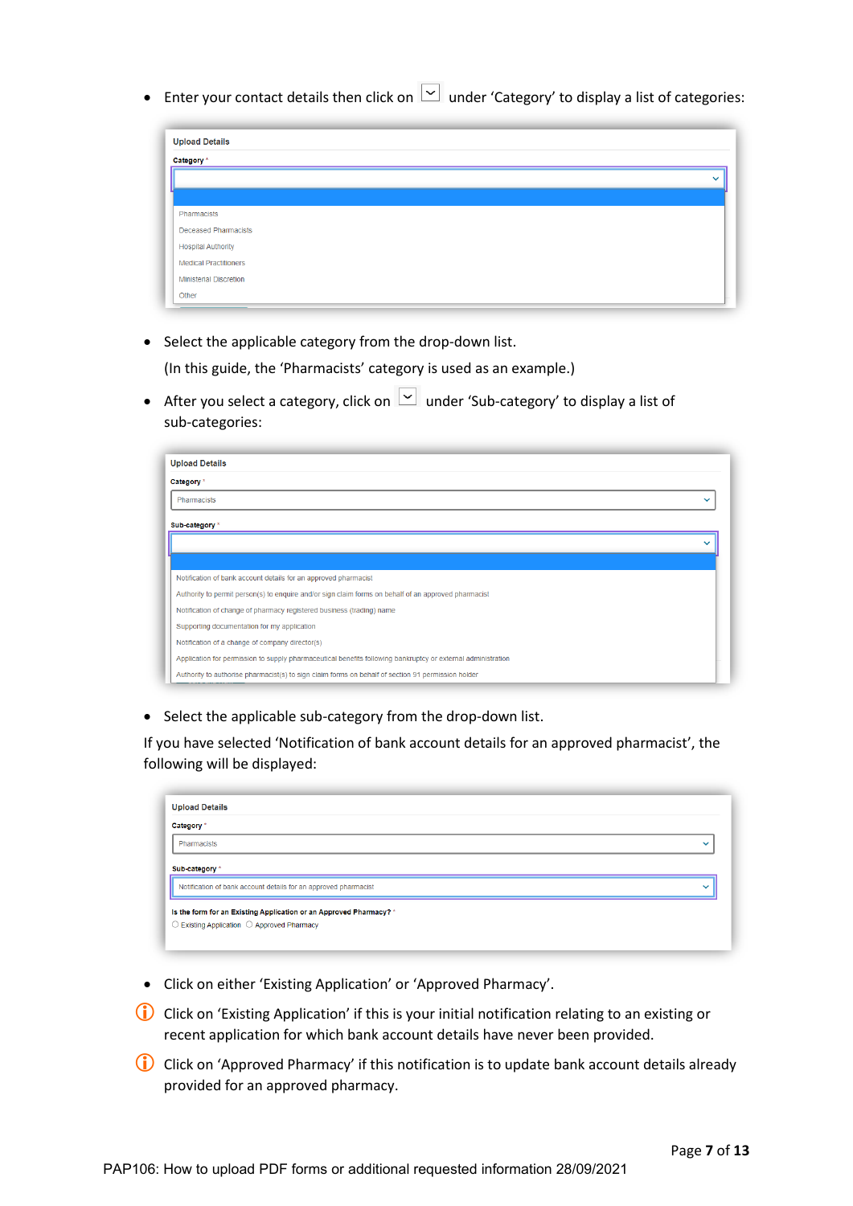- Enter your contact details then click on [dropdown] under 'Category' to display a list of categories:

**Upload Details**

Category *

Pharmacists
Deceased Pharmacists
Hospital Authority
Medical Practitioners
Ministerial Discretion
Other

- Select the applicable category from the drop-down list.

  (In this guide, the 'Pharmacists' category is used as an example.)

- After you select a category, click on [dropdown] under 'Sub-category' to display a list of sub-categories:

**Upload Details**

Category *

Pharmacists

Sub-category *

Notification of bank account details for an approved pharmacist
Authority to permit person(s) to enquire and/or sign claim forms on behalf of an approved pharmacist
Notification of change of pharmacy registered business (trading) name
Supporting documentation for my application
Notification of a change of company director(s)
Application for permission to supply pharmaceutical benefits following bankruptcy or external administration
Authority to authorise pharmacist(s) to sign claim forms on behalf of section 91 permission holder

- Select the applicable sub-category from the drop-down list.

If you have selected 'Notification of bank account details for an approved pharmacist', the following will be displayed:

**Upload Details**

Category *

Pharmacists

Sub-category *

Notification of bank account details for an approved pharmacist

Is the form for an Existing Application or an Approved Pharmacy? *

○ Existing Application ○ Approved Pharmacy

- Click on either 'Existing Application' or 'Approved Pharmacy'.

ⓘ Click on 'Existing Application' if this is your initial notification relating to an existing or recent application for which bank account details have never been provided.

ⓘ Click on 'Approved Pharmacy' if this notification is to update bank account details already provided for an approved pharmacy.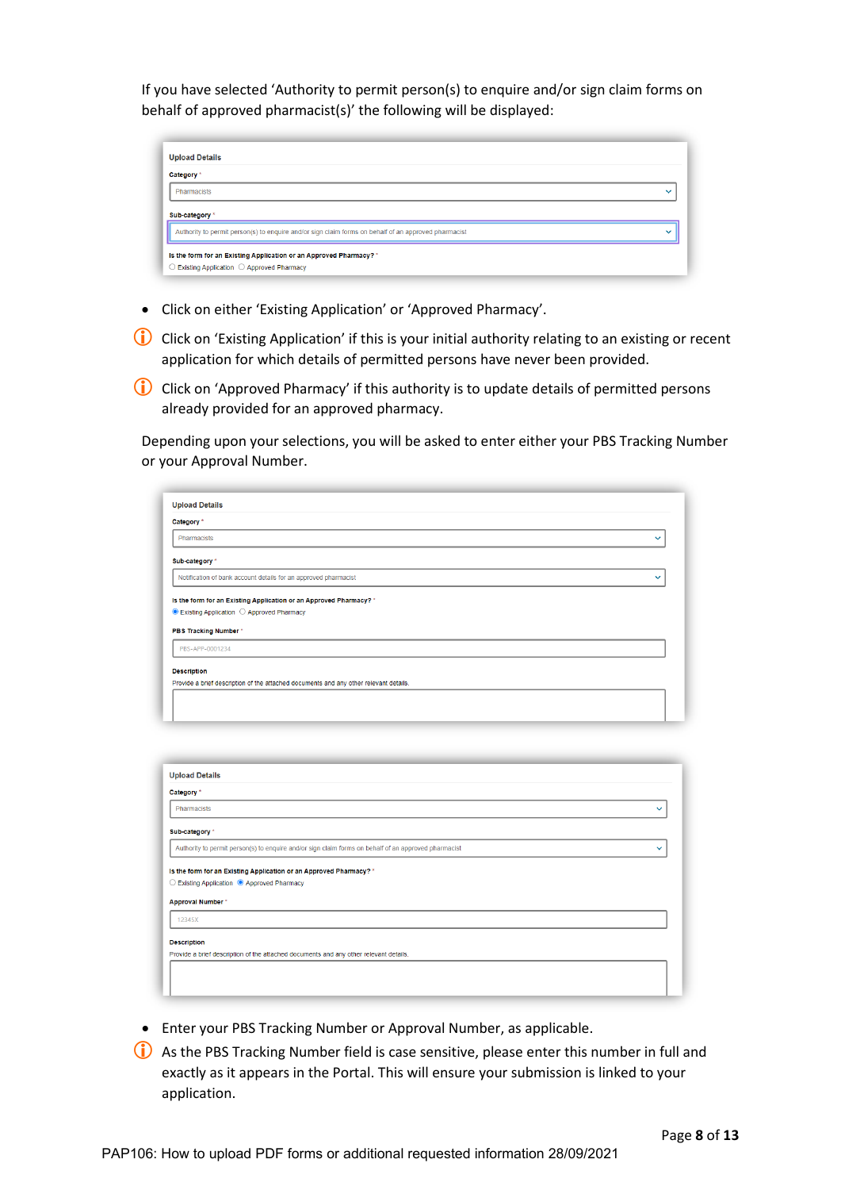If you have selected 'Authority to permit person(s) to enquire and/or sign claim forms on behalf of approved pharmacist(s)' the following will be displayed:

**Upload Details**

Category *
Pharmacists

Sub-category *
Authority to permit person(s) to enquire and/or sign claim forms on behalf of an approved pharmacist

Is the form for an Existing Application or an Approved Pharmacy? *
○ Existing Application ○ Approved Pharmacy

- Click on either 'Existing Application' or 'Approved Pharmacy'.

ⓘ Click on 'Existing Application' if this is your initial authority relating to an existing or recent application for which details of permitted persons have never been provided.

ⓘ Click on 'Approved Pharmacy' if this authority is to update details of permitted persons already provided for an approved pharmacy.

Depending upon your selections, you will be asked to enter either your PBS Tracking Number or your Approval Number.

**Upload Details**

Category *
Pharmacists

Sub-category *
Notification of bank account details for an approved pharmacist

Is the form for an Existing Application or an Approved Pharmacy? *
◉ Existing Application ○ Approved Pharmacy

PBS Tracking Number *
PBS-APP-0001234

Description
Provide a brief description of the attached documents and any other relevant details.

**Upload Details**

Category *
Pharmacists

Sub-category *
Authority to permit person(s) to enquire and/or sign claim forms on behalf of an approved pharmacist

Is the form for an Existing Application or an Approved Pharmacy? *
○ Existing Application ◉ Approved Pharmacy

Approval Number *
12345X

Description
Provide a brief description of the attached documents and any other relevant details.

- Enter your PBS Tracking Number or Approval Number, as applicable.

ⓘ As the PBS Tracking Number field is case sensitive, please enter this number in full and exactly as it appears in the Portal. This will ensure your submission is linked to your application.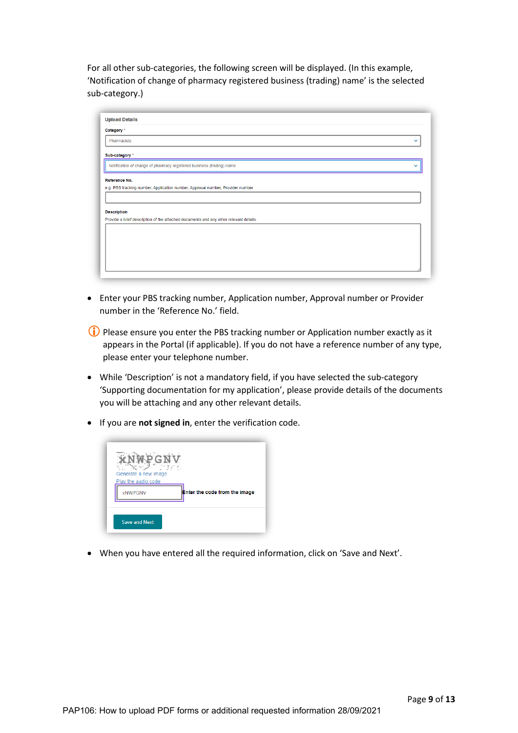For all other sub-categories, the following screen will be displayed. (In this example, ‘Notification of change of pharmacy registered business (trading) name’ is the selected sub-category.)

- Enter your PBS tracking number, Application number, Approval number or Provider number in the ‘Reference No.’ field.

ⓘ Please ensure you enter the PBS tracking number or Application number exactly as it appears in the Portal (if applicable). If you do not have a reference number of any type, please enter your telephone number.

- While ‘Description’ is not a mandatory field, if you have selected the sub-category ‘Supporting documentation for my application’, please provide details of the documents you will be attaching and any other relevant details.

- If you are **not signed in**, enter the verification code.

- When you have entered all the required information, click on ‘Save and Next’.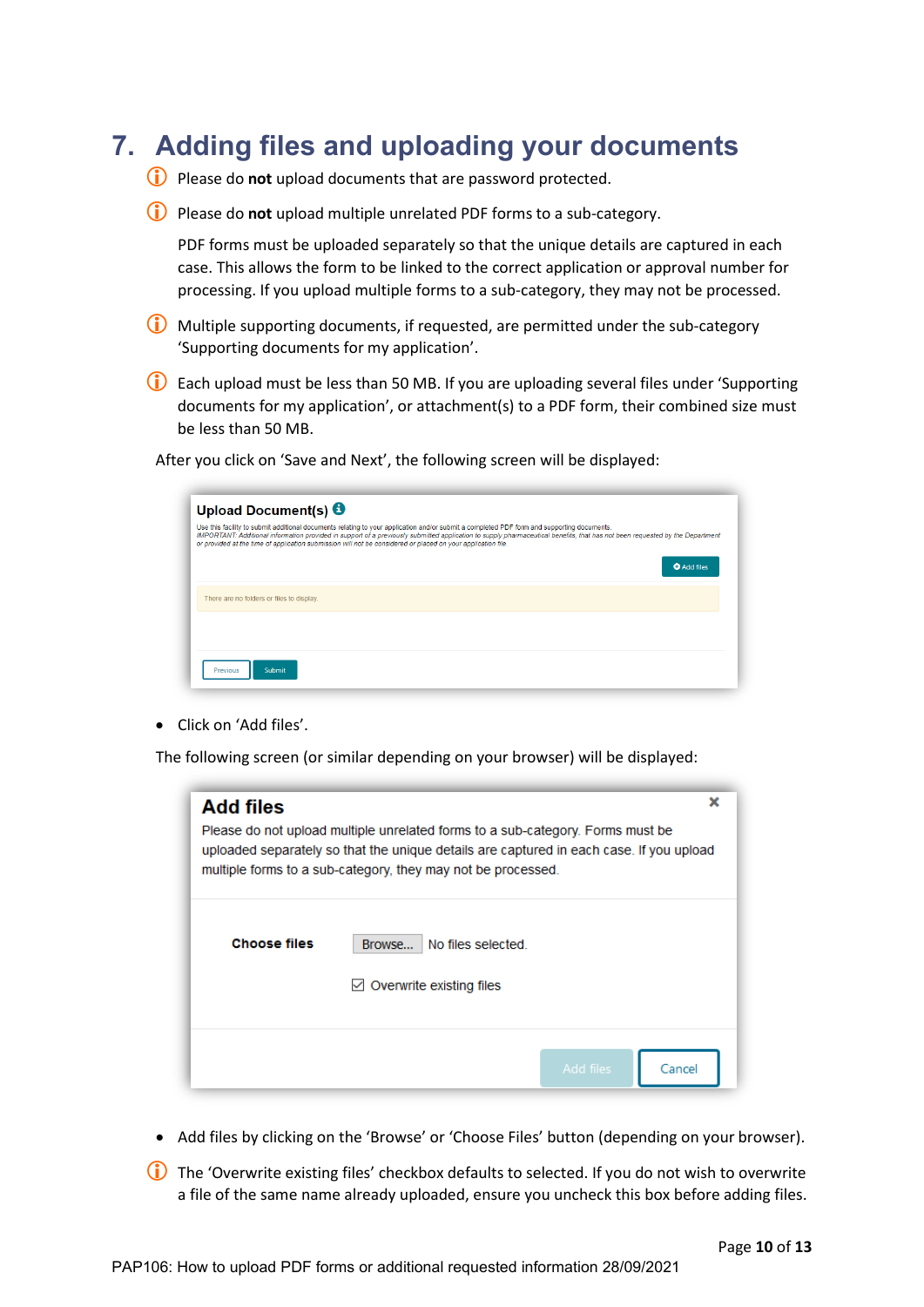# 7. Adding files and uploading your documents

ⓘ Please do **not** upload documents that are password protected.

ⓘ Please do **not** upload multiple unrelated PDF forms to a sub-category.

PDF forms must be uploaded separately so that the unique details are captured in each case. This allows the form to be linked to the correct application or approval number for processing. If you upload multiple forms to a sub-category, they may not be processed.

ⓘ Multiple supporting documents, if requested, are permitted under the sub-category 'Supporting documents for my application'.

ⓘ Each upload must be less than 50 MB. If you are uploading several files under 'Supporting documents for my application', or attachment(s) to a PDF form, their combined size must be less than 50 MB.

After you click on 'Save and Next', the following screen will be displayed:

- Click on 'Add files'.

The following screen (or similar depending on your browser) will be displayed:

- Add files by clicking on the 'Browse' or 'Choose Files' button (depending on your browser).

ⓘ The 'Overwrite existing files' checkbox defaults to selected. If you do not wish to overwrite a file of the same name already uploaded, ensure you uncheck this box before adding files.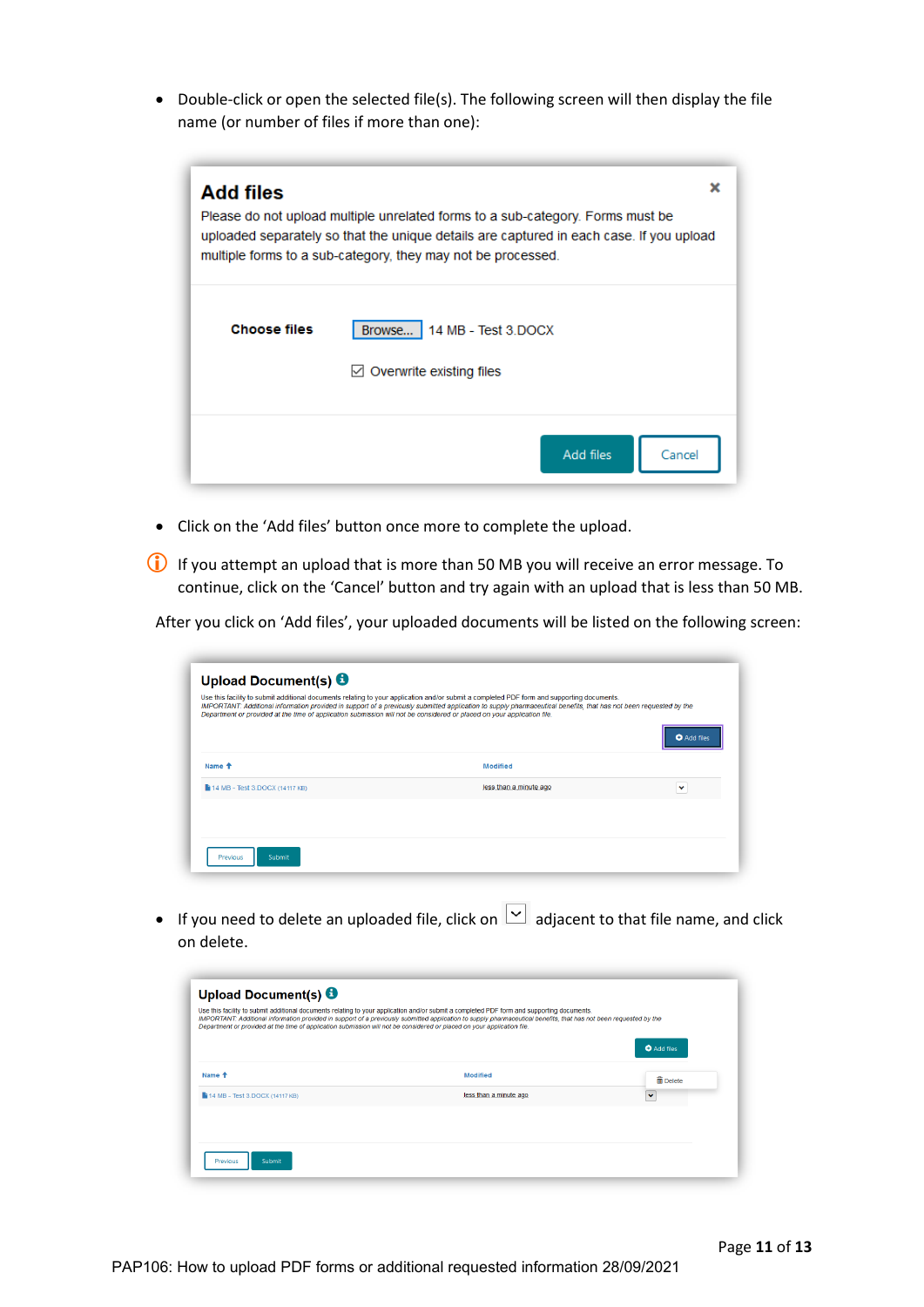- Double-click or open the selected file(s). The following screen will then display the file name (or number of files if more than one):

**Add files**

Please do not upload multiple unrelated forms to a sub-category. Forms must be uploaded separately so that the unique details are captured in each case. If you upload multiple forms to a sub-category, they may not be processed.

Choose files [Browse...] 14 MB - Test 3.DOCX

☑ Overwrite existing files

[Add files] [Cancel]

- Click on the 'Add files' button once more to complete the upload.

ⓘ If you attempt an upload that is more than 50 MB you will receive an error message. To continue, click on the 'Cancel' button and try again with an upload that is less than 50 MB.

After you click on 'Add files', your uploaded documents will be listed on the following screen:

**Upload Document(s)**

Use this facility to submit additional documents relating to your application and/or submit a completed PDF form and supporting documents.
*IMPORTANT: Additional information provided in support of a previously submitted application to supply pharmaceutical benefits, that has not been requested by the Department or provided at the time of application submission will not be considered or placed on your application file.*

[Add files]

| Name | Modified |
|---|---|
| 14 MB - Test 3.DOCX (14117 KB) | less than a minute ago |

[Previous] [Submit]

- If you need to delete an uploaded file, click on [⌄] adjacent to that file name, and click on delete.

**Upload Document(s)**

Use this facility to submit additional documents relating to your application and/or submit a completed PDF form and supporting documents.
*IMPORTANT: Additional information provided in support of a previously submitted application to supply pharmaceutical benefits, that has not been requested by the Department or provided at the time of application submission will not be considered or placed on your application file.*

[Add files]

| Name | Modified |
|---|---|
| 14 MB - Test 3.DOCX (14117 KB) | less than a minute ago |

Delete

[Previous] [Submit]

PAP106: How to upload PDF forms or additional requested information 28/09/2021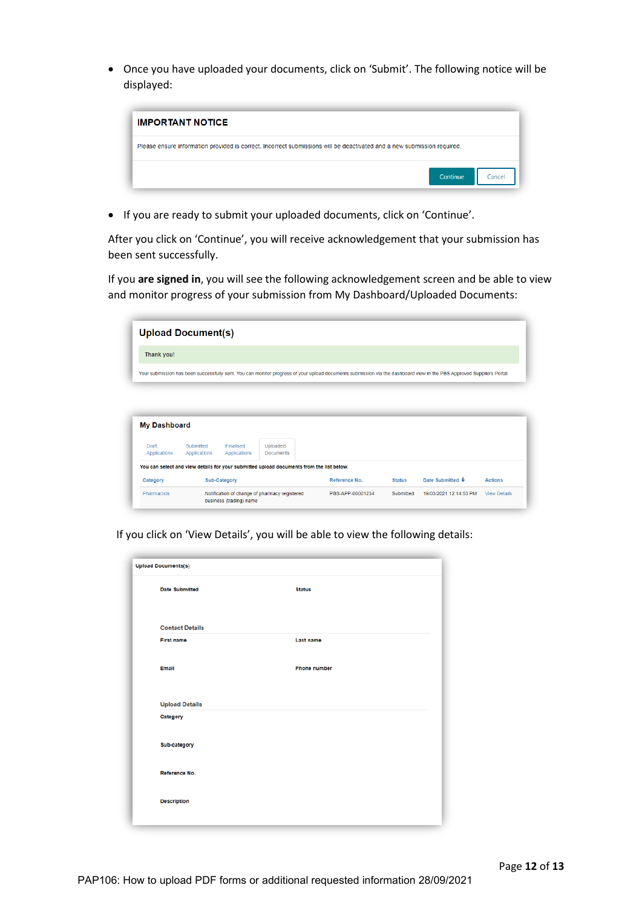- Once you have uploaded your documents, click on 'Submit'. The following notice will be displayed:

**IMPORTANT NOTICE**

Please ensure information provided is correct. Incorrect submissions will be deactivated and a new submission required.

Continue | Cancel

- If you are ready to submit your uploaded documents, click on 'Continue'.

After you click on 'Continue', you will receive acknowledgement that your submission has been sent successfully.

If you **are signed in**, you will see the following acknowledgement screen and be able to view and monitor progress of your submission from My Dashboard/Uploaded Documents:

**Upload Document(s)**

Thank you!

Your submission has been successfully sent. You can monitor progress of your upload documents submission via the dashboard view in the PBS Approved Suppliers Portal.

**My Dashboard**

Draft Applications | Submitted Applications | Finalised Applications | Uploaded Documents

You can select and view details for your submitted upload documents from the list below.

| Category | Sub-Category | Reference No. | Status | Date Submitted | Actions |
|---|---|---|---|---|---|
| Pharmacists | Notification of change of pharmacy registered business (trading) name | PBS-APP-00001234 | Submitted | 19/03/2021 12:14:53 PM | View Details |

If you click on 'View Details', you will be able to view the following details:

**Upload Documents(s)**

Date Submitted | Status

Contact Details

First name | Last name

Email | Phone number

Upload Details

Category

Sub-category

Reference No.

Description

PAP106: How to upload PDF forms or additional requested information 28/09/2021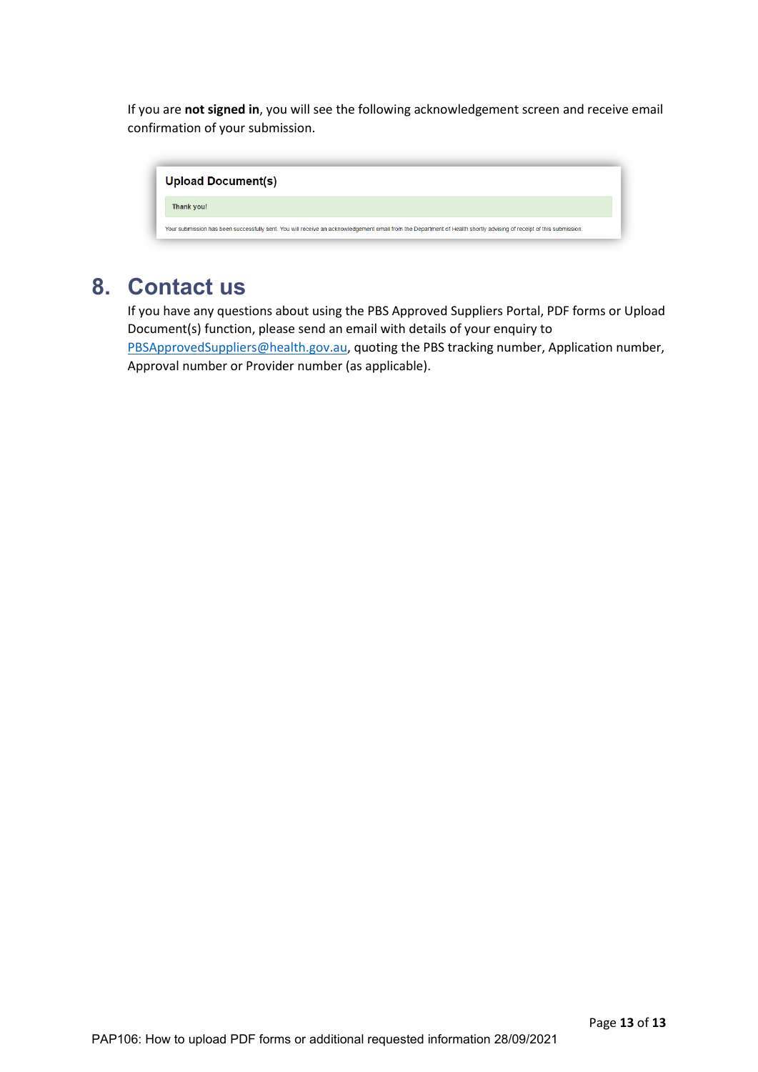If you are **not signed in**, you will see the following acknowledgement screen and receive email confirmation of your submission.

**Upload Document(s)**

Thank you!

Your submission has been successfully sent. You will receive an acknowledgement email from the Department of Health shortly advising of receipt of this submission.

# 8. Contact us

If you have any questions about using the PBS Approved Suppliers Portal, PDF forms or Upload Document(s) function, please send an email with details of your enquiry to PBSApprovedSuppliers@health.gov.au, quoting the PBS tracking number, Application number, Approval number or Provider number (as applicable).